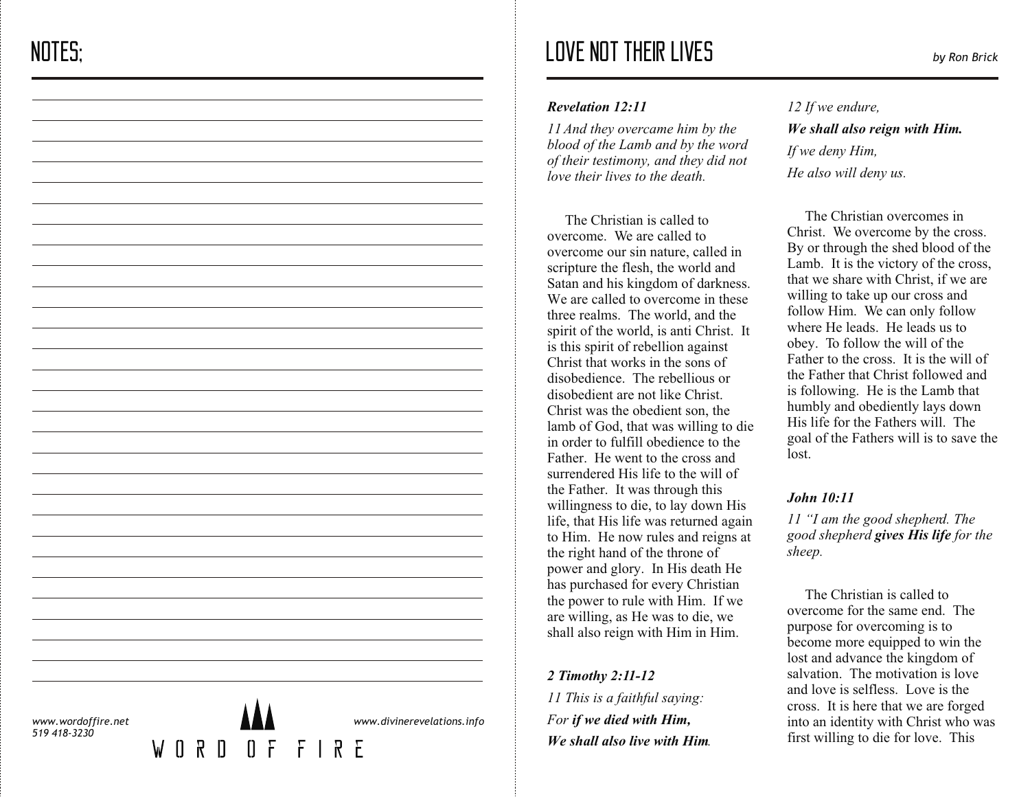# NOTES:

www.wordoffire.net
519 418-3230

WORD OF FIRE

www.divinerevelations.info

# LOVE NOT THEIR LIVES

*by Ron Brick*

***Revelation 12:11***

*11 And they overcame him by the blood of the Lamb and by the word of their testimony, and they did not love their lives to the death.*

The Christian is called to overcome. We are called to overcome our sin nature, called in scripture the flesh, the world and Satan and his kingdom of darkness. We are called to overcome in these three realms. The world, and the spirit of the world, is anti Christ. It is this spirit of rebellion against Christ that works in the sons of disobedience. The rebellious or disobedient are not like Christ. Christ was the obedient son, the lamb of God, that was willing to die in order to fulfill obedience to the Father. He went to the cross and surrendered His life to the will of the Father. It was through this willingness to die, to lay down His life, that His life was returned again to Him. He now rules and reigns at the right hand of the throne of power and glory. In His death He has purchased for every Christian the power to rule with Him. If we are willing, as He was to die, we shall also reign with Him in Him.

***2 Timothy 2:11-12***

*11 This is a faithful saying:*

*For **if we died with Him,***

***We shall also live with Him.***

*12 If we endure,*

***We shall also reign with Him.***

*If we deny Him,*

*He also will deny us.*

The Christian overcomes in Christ. We overcome by the cross. By or through the shed blood of the Lamb. It is the victory of the cross, that we share with Christ, if we are willing to take up our cross and follow Him. We can only follow where He leads. He leads us to obey. To follow the will of the Father to the cross. It is the will of the Father that Christ followed and is following. He is the Lamb that humbly and obediently lays down His life for the Fathers will. The goal of the Fathers will is to save the lost.

***John 10:11***

*11 "I am the good shepherd. The good shepherd **gives His life** for the sheep.*

The Christian is called to overcome for the same end. The purpose for overcoming is to become more equipped to win the lost and advance the kingdom of salvation. The motivation is love and love is selfless. Love is the cross. It is here that we are forged into an identity with Christ who was first willing to die for love. This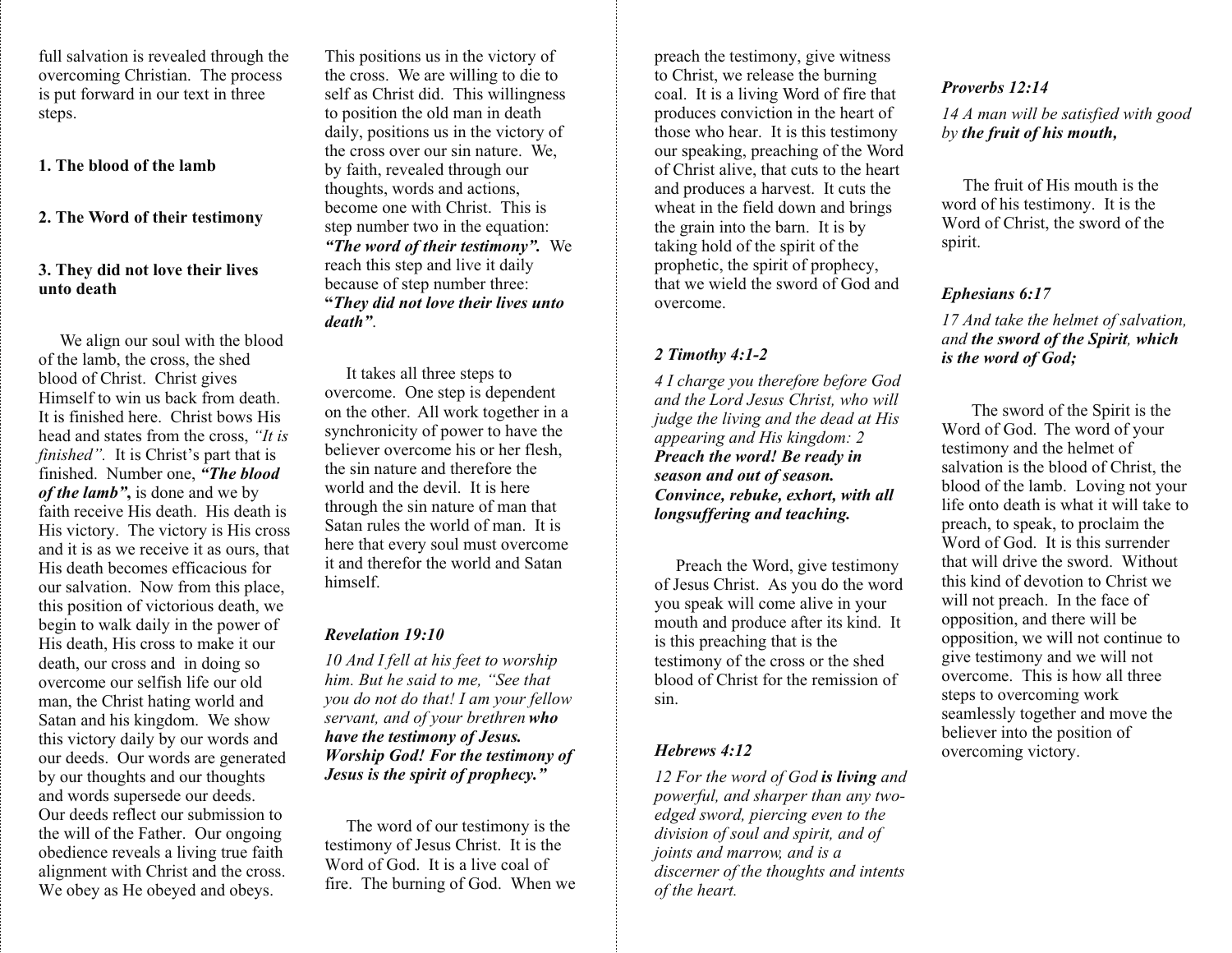full salvation is revealed through the overcoming Christian. The process is put forward in our text in three steps.

**1. The blood of the lamb**

**2. The Word of their testimony**

**3. They did not love their lives unto death**

We align our soul with the blood of the lamb, the cross, the shed blood of Christ. Christ gives Himself to win us back from death. It is finished here. Christ bows His head and states from the cross, *"It is finished"*. It is Christ's part that is finished. Number one, ***"The blood of the lamb"***, is done and we by faith receive His death. His death is His victory. The victory is His cross and it is as we receive it as ours, that His death becomes efficacious for our salvation. Now from this place, this position of victorious death, we begin to walk daily in the power of His death, His cross to make it our death, our cross and in doing so overcome our selfish life our old man, the Christ hating world and Satan and his kingdom. We show this victory daily by our words and our deeds. Our words are generated by our thoughts and our thoughts and words supersede our deeds. Our deeds reflect our submission to the will of the Father. Our ongoing obedience reveals a living true faith alignment with Christ and the cross. We obey as He obeyed and obeys.

This positions us in the victory of the cross. We are willing to die to self as Christ did. This willingness to position the old man in death daily, positions us in the victory of the cross over our sin nature. We, by faith, revealed through our thoughts, words and actions, become one with Christ. This is step number two in the equation: ***"The word of their testimony".*** We reach this step and live it daily because of step number three: **"*They did not love their lives unto death"*.**

It takes all three steps to overcome. One step is dependent on the other. All work together in a synchronicity of power to have the believer overcome his or her flesh, the sin nature and therefore the world and the devil. It is here through the sin nature of man that Satan rules the world of man. It is here that every soul must overcome it and therefor the world and Satan himself.

***Revelation 19:10***

*10 And I fell at his feet to worship him. But he said to me, "See that you do not do that! I am your fellow servant, and of your brethren* ***who have the testimony of Jesus. Worship God! For the testimony of Jesus is the spirit of prophecy."***

The word of our testimony is the testimony of Jesus Christ. It is the Word of God. It is a live coal of fire. The burning of God. When we preach the testimony, give witness to Christ, we release the burning coal. It is a living Word of fire that produces conviction in the heart of those who hear. It is this testimony our speaking, preaching of the Word of Christ alive, that cuts to the heart and produces a harvest. It cuts the wheat in the field down and brings the grain into the barn. It is by taking hold of the spirit of the prophetic, the spirit of prophecy, that we wield the sword of God and overcome.

***2 Timothy 4:1-2***

*4 I charge you therefore before God and the Lord Jesus Christ, who will judge the living and the dead at His appearing and His kingdom: 2* ***Preach the word! Be ready in season and out of season. Convince, rebuke, exhort, with all longsuffering and teaching.***

Preach the Word, give testimony of Jesus Christ. As you do the word you speak will come alive in your mouth and produce after its kind. It is this preaching that is the testimony of the cross or the shed blood of Christ for the remission of sin.

***Hebrews 4:12***

*12 For the word of God* ***is living*** *and powerful, and sharper than any two-edged sword, piercing even to the division of soul and spirit, and of joints and marrow, and is a discerner of the thoughts and intents of the heart.*

***Proverbs 12:14***

*14 A man will be satisfied with good by* ***the fruit of his mouth,***

The fruit of His mouth is the word of his testimony. It is the Word of Christ, the sword of the spirit.

***Ephesians 6:17***

*17 And take the helmet of salvation, and* ***the sword of the Spirit****,* ***which is the word of God;***

The sword of the Spirit is the Word of God. The word of your testimony and the helmet of salvation is the blood of Christ, the blood of the lamb. Loving not your life onto death is what it will take to preach, to speak, to proclaim the Word of God. It is this surrender that will drive the sword. Without this kind of devotion to Christ we will not preach. In the face of opposition, and there will be opposition, we will not continue to give testimony and we will not overcome. This is how all three steps to overcoming work seamlessly together and move the believer into the position of overcoming victory.